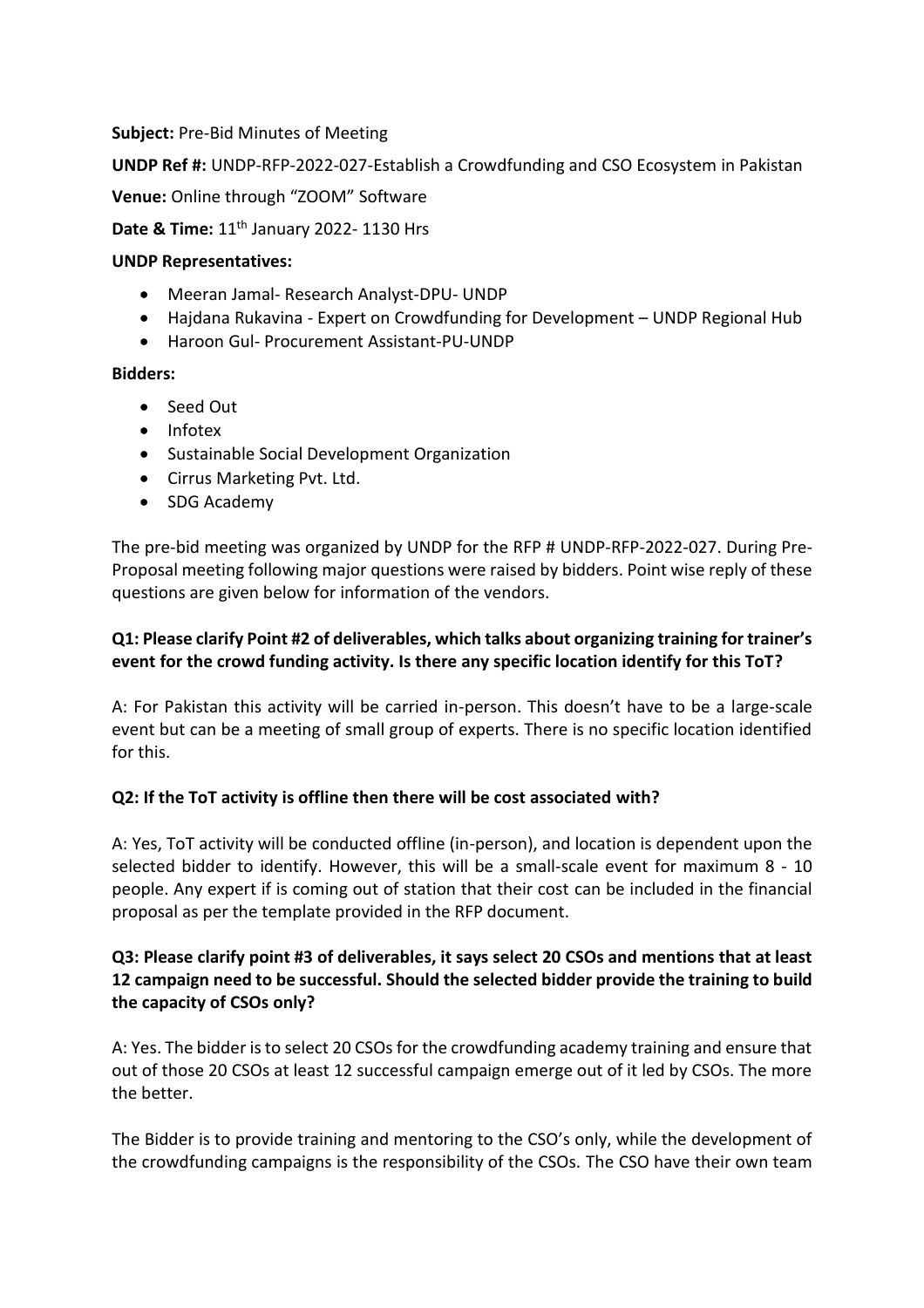**Subject:** Pre-Bid Minutes of Meeting

**UNDP Ref #:** UNDP-RFP-2022-027-Establish a Crowdfunding and CSO Ecosystem in Pakistan

**Venue:** Online through "ZOOM" Software

**Date & Time:** 11th January 2022- 1130 Hrs

**UNDP Representatives:**

- Meeran Jamal- Research Analyst-DPU- UNDP
- Hajdana Rukavina - Expert on Crowdfunding for Development – UNDP Regional Hub
- Haroon Gul- Procurement Assistant-PU-UNDP

**Bidders:**

- Seed Out
- Infotex
- Sustainable Social Development Organization
- Cirrus Marketing Pvt. Ltd.
- SDG Academy

The pre-bid meeting was organized by UNDP for the RFP # UNDP-RFP-2022-027. During Pre-Proposal meeting following major questions were raised by bidders. Point wise reply of these questions are given below for information of the vendors.

**Q1: Please clarify Point #2 of deliverables, which talks about organizing training for trainer's event for the crowd funding activity. Is there any specific location identify for this ToT?**

A: For Pakistan this activity will be carried in-person. This doesn't have to be a large-scale event but can be a meeting of small group of experts. There is no specific location identified for this.

**Q2: If the ToT activity is offline then there will be cost associated with?**

A: Yes, ToT activity will be conducted offline (in-person), and location is dependent upon the selected bidder to identify. However, this will be a small-scale event for maximum 8 - 10 people. Any expert if is coming out of station that their cost can be included in the financial proposal as per the template provided in the RFP document.

**Q3: Please clarify point #3 of deliverables, it says select 20 CSOs and mentions that at least 12 campaign need to be successful. Should the selected bidder provide the training to build the capacity of CSOs only?**

A: Yes. The bidder is to select 20 CSOs for the crowdfunding academy training and ensure that out of those 20 CSOs at least 12 successful campaign emerge out of it led by CSOs. The more the better.

The Bidder is to provide training and mentoring to the CSO's only, while the development of the crowdfunding campaigns is the responsibility of the CSOs. The CSO have their own team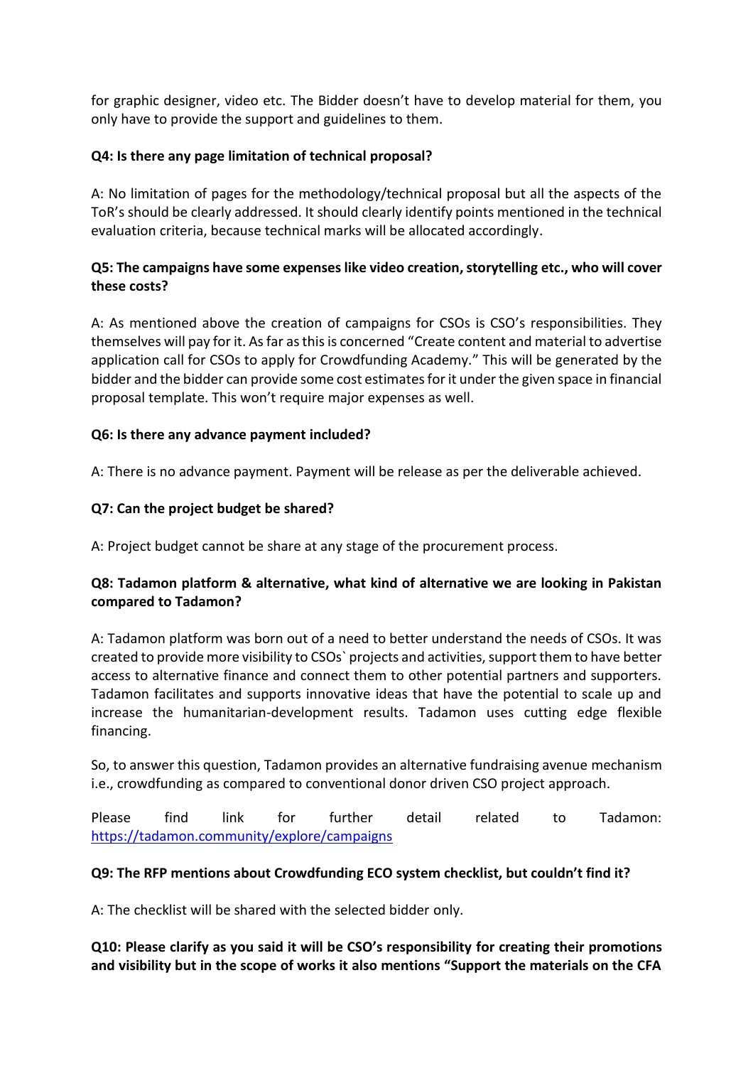for graphic designer, video etc. The Bidder doesn't have to develop material for them, you only have to provide the support and guidelines to them.

**Q4: Is there any page limitation of technical proposal?**

A: No limitation of pages for the methodology/technical proposal but all the aspects of the ToR's should be clearly addressed. It should clearly identify points mentioned in the technical evaluation criteria, because technical marks will be allocated accordingly.

**Q5: The campaigns have some expenses like video creation, storytelling etc., who will cover these costs?**

A: As mentioned above the creation of campaigns for CSOs is CSO's responsibilities. They themselves will pay for it. As far as this is concerned "Create content and material to advertise application call for CSOs to apply for Crowdfunding Academy." This will be generated by the bidder and the bidder can provide some cost estimates for it under the given space in financial proposal template. This won't require major expenses as well.

**Q6: Is there any advance payment included?**

A: There is no advance payment. Payment will be release as per the deliverable achieved.

**Q7: Can the project budget be shared?**

A: Project budget cannot be share at any stage of the procurement process.

**Q8: Tadamon platform & alternative, what kind of alternative we are looking in Pakistan compared to Tadamon?**

A: Tadamon platform was born out of a need to better understand the needs of CSOs. It was created to provide more visibility to CSOs` projects and activities, support them to have better access to alternative finance and connect them to other potential partners and supporters. Tadamon facilitates and supports innovative ideas that have the potential to scale up and increase the humanitarian-development results. Tadamon uses cutting edge flexible financing.

So, to answer this question, Tadamon provides an alternative fundraising avenue mechanism i.e., crowdfunding as compared to conventional donor driven CSO project approach.

Please find link for further detail related to Tadamon: https://tadamon.community/explore/campaigns

**Q9: The RFP mentions about Crowdfunding ECO system checklist, but couldn't find it?**

A: The checklist will be shared with the selected bidder only.

**Q10: Please clarify as you said it will be CSO's responsibility for creating their promotions and visibility but in the scope of works it also mentions "Support the materials on the CFA**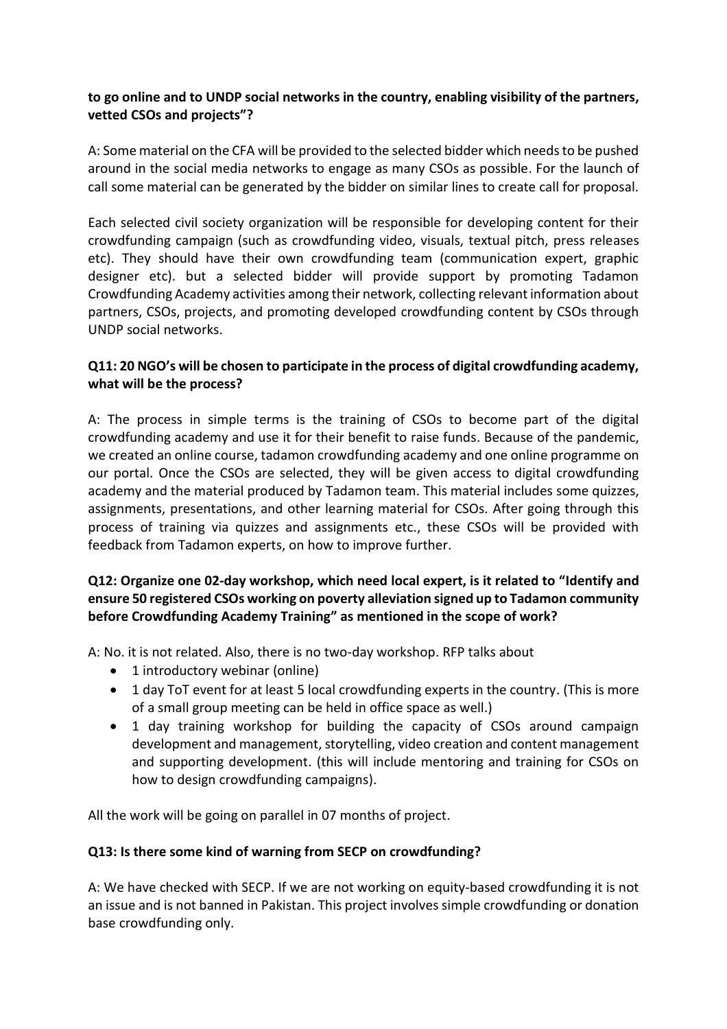**to go online and to UNDP social networks in the country, enabling visibility of the partners, vetted CSOs and projects"?**

A: Some material on the CFA will be provided to the selected bidder which needs to be pushed around in the social media networks to engage as many CSOs as possible. For the launch of call some material can be generated by the bidder on similar lines to create call for proposal.

Each selected civil society organization will be responsible for developing content for their crowdfunding campaign (such as crowdfunding video, visuals, textual pitch, press releases etc). They should have their own crowdfunding team (communication expert, graphic designer etc). but a selected bidder will provide support by promoting Tadamon Crowdfunding Academy activities among their network, collecting relevant information about partners, CSOs, projects, and promoting developed crowdfunding content by CSOs through UNDP social networks.

**Q11: 20 NGO's will be chosen to participate in the process of digital crowdfunding academy, what will be the process?**

A: The process in simple terms is the training of CSOs to become part of the digital crowdfunding academy and use it for their benefit to raise funds. Because of the pandemic, we created an online course, tadamon crowdfunding academy and one online programme on our portal. Once the CSOs are selected, they will be given access to digital crowdfunding academy and the material produced by Tadamon team. This material includes some quizzes, assignments, presentations, and other learning material for CSOs. After going through this process of training via quizzes and assignments etc., these CSOs will be provided with feedback from Tadamon experts, on how to improve further.

**Q12: Organize one 02-day workshop, which need local expert, is it related to "Identify and ensure 50 registered CSOs working on poverty alleviation signed up to Tadamon community before Crowdfunding Academy Training" as mentioned in the scope of work?**

A: No. it is not related. Also, there is no two-day workshop. RFP talks about

- 1 introductory webinar (online)
- 1 day ToT event for at least 5 local crowdfunding experts in the country. (This is more of a small group meeting can be held in office space as well.)
- 1 day training workshop for building the capacity of CSOs around campaign development and management, storytelling, video creation and content management and supporting development. (this will include mentoring and training for CSOs on how to design crowdfunding campaigns).

All the work will be going on parallel in 07 months of project.

**Q13: Is there some kind of warning from SECP on crowdfunding?**

A: We have checked with SECP. If we are not working on equity-based crowdfunding it is not an issue and is not banned in Pakistan. This project involves simple crowdfunding or donation base crowdfunding only.